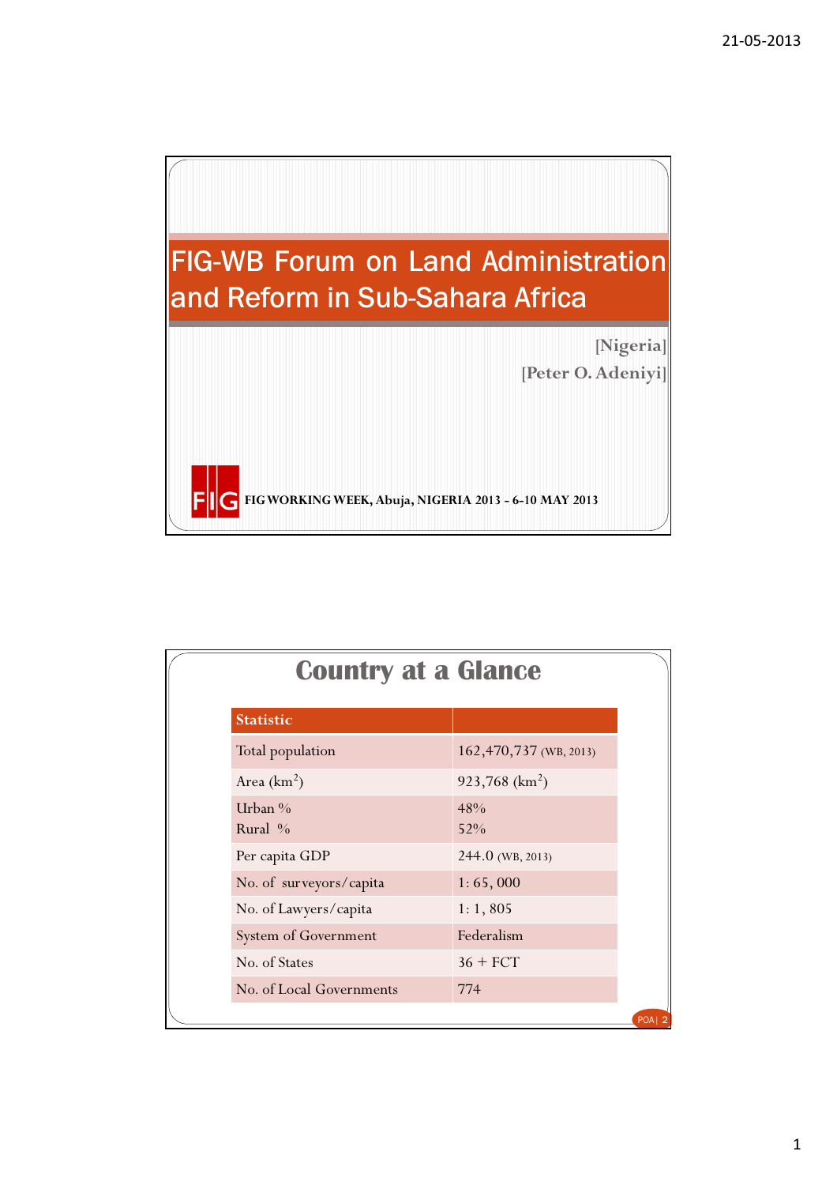# FIG-WB Forum on Land Administration and Reform in Sub-Sahara Africa

[Nigeria]

[Peter O. Adeniyi]

FIG WORKING WEEK, Abuja, NIGERIA 2013 - 6-10 MAY 2013

## Country at a Glance

| Statistic | |
|---|---|
| Total population | 162,470,737 (WB, 2013) |
| Area ($km^2$) | 923,768 ($km^2$) |
| Urban %<br>Rural % | 48%<br>52% |
| Per capita GDP | 244.0 (WB, 2013) |
| No. of surveyors/capita | 1: 65, 000 |
| No. of Lawyers/capita | 1: 1, 805 |
| System of Government | Federalism |
| No. of States | 36 + FCT |
| No. of Local Governments | 774 |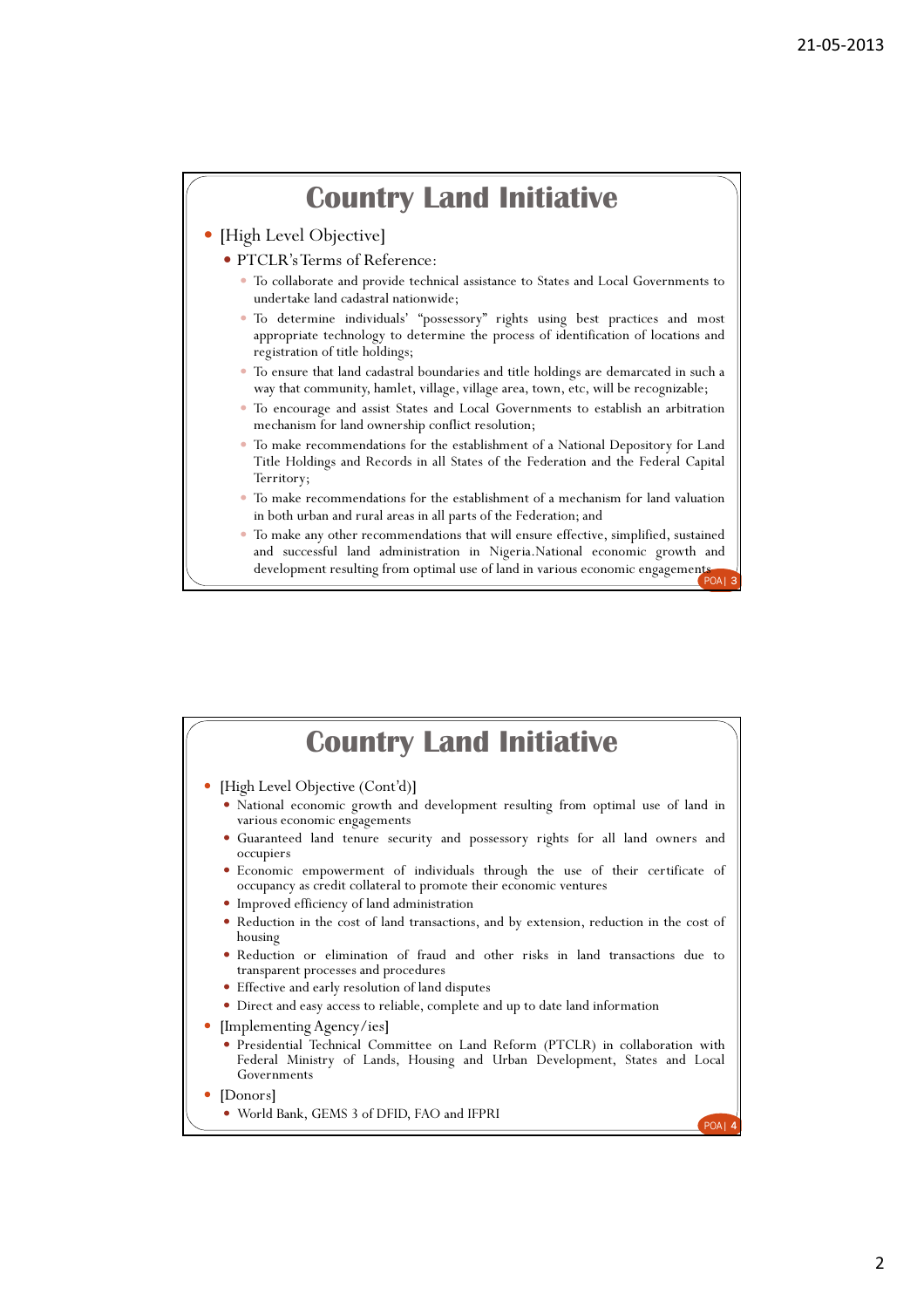# Country Land Initiative

- [High Level Objective]
  - PTCLR's Terms of Reference:
    - To collaborate and provide technical assistance to States and Local Governments to undertake land cadastral nationwide;
    - To determine individuals' "possessory" rights using best practices and most appropriate technology to determine the process of identification of locations and registration of title holdings;
    - To ensure that land cadastral boundaries and title holdings are demarcated in such a way that community, hamlet, village, village area, town, etc, will be recognizable;
    - To encourage and assist States and Local Governments to establish an arbitration mechanism for land ownership conflict resolution;
    - To make recommendations for the establishment of a National Depository for Land Title Holdings and Records in all States of the Federation and the Federal Capital Territory;
    - To make recommendations for the establishment of a mechanism for land valuation in both urban and rural areas in all parts of the Federation; and
    - To make any other recommendations that will ensure effective, simplified, sustained and successful land administration in Nigeria.National economic growth and development resulting from optimal use of land in various economic engagements

POA | 3

# Country Land Initiative

- [High Level Objective (Cont'd)]
  - National economic growth and development resulting from optimal use of land in various economic engagements
  - Guaranteed land tenure security and possessory rights for all land owners and occupiers
  - Economic empowerment of individuals through the use of their certificate of occupancy as credit collateral to promote their economic ventures
  - Improved efficiency of land administration
  - Reduction in the cost of land transactions, and by extension, reduction in the cost of housing
  - Reduction or elimination of fraud and other risks in land transactions due to transparent processes and procedures
  - Effective and early resolution of land disputes
  - Direct and easy access to reliable, complete and up to date land information
- [Implementing Agency/ies]
  - Presidential Technical Committee on Land Reform (PTCLR) in collaboration with Federal Ministry of Lands, Housing and Urban Development, States and Local Governments
- [Donors]
  - World Bank, GEMS 3 of DFID, FAO and IFPRI

POA | 4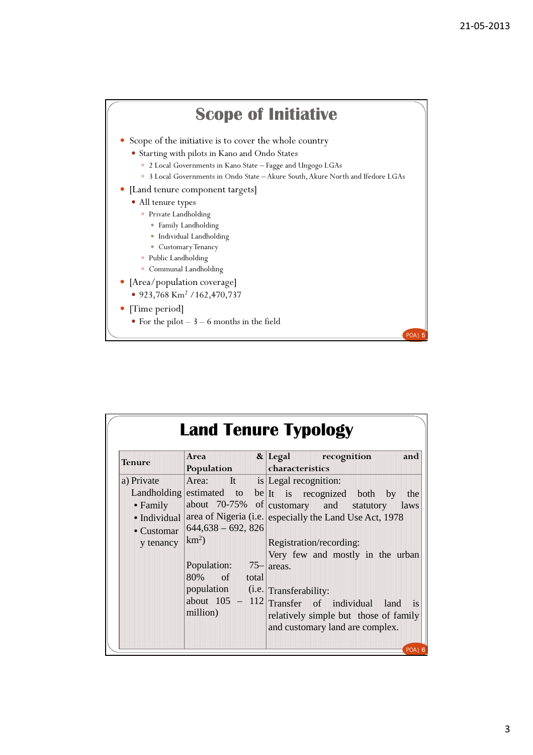## Scope of Initiative

- Scope of the initiative is to cover the whole country
  - Starting with pilots in Kano and Ondo States
    - 2 Local Governments in Kano State – Fagge and Ungogo LGAs
    - 3 Local Governments in Ondo State – Akure South, Akure North and Ifedore LGAs
- [Land tenure component targets]
  - All tenure types
    - Private Landholding
      - Family Landholding
      - Individual Landholding
      - Customary Tenancy
    - Public Landholding
    - Communal Landholding
- [Area/population coverage]
  - 923,768 Km$^2$ / 162,470,737
- [Time period]
  - For the pilot – 3 – 6 months in the field

## Land Tenure Typology

| Tenure | Area & Population | Legal recognition and characteristics |
|---|---|---|
| a) Private Landholding<br>• Family<br>• Individual<br>• Customary tenancy | Area: It is estimated to be about 70-75% of area of Nigeria (i.e. 644,638 – 692, 826 km$^2$)<br><br>Population: 75–80% of total population (i.e. about 105 – 112 million) | Legal recognition:<br>It is recognized both by the customary and statutory laws especially the Land Use Act, 1978<br><br>Registration/recording:<br>Very few and mostly in the urban areas.<br><br>Transferability:<br>Transfer of individual land is relatively simple but those of family and customary land are complex. |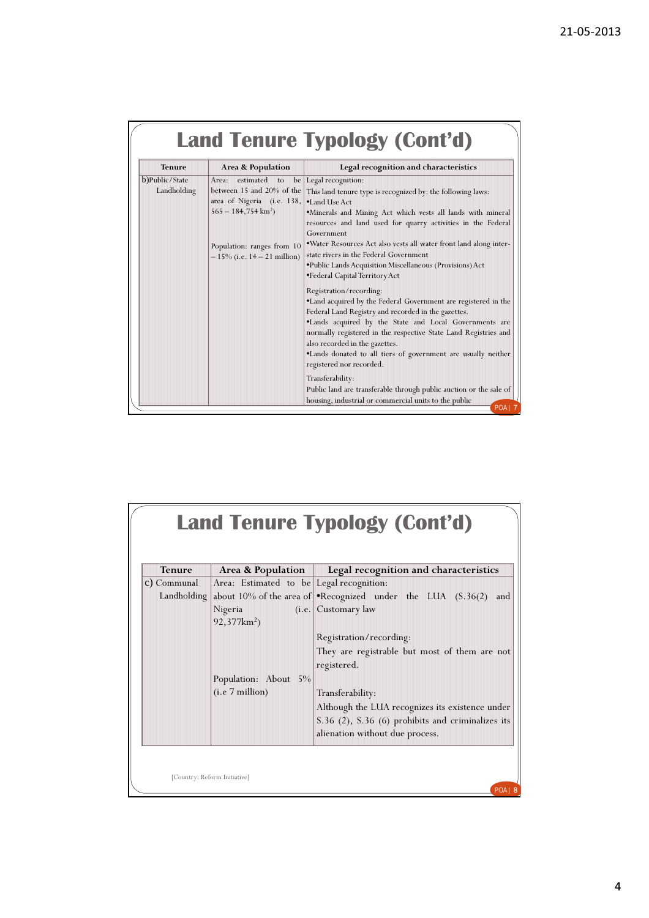## Land Tenure Typology (Cont'd)

| Tenure | Area & Population | Legal recognition and characteristics |
|---|---|---|
| b) Public/State Landholding | Area: estimated to be between 15 and 20% of the area of Nigeria (i.e. 138, 565 – 184,754 km$^2$)<br><br>Population: ranges from 10 – 15% (i.e. 14 – 21 million) | Legal recognition:<br>This land tenure type is recognized by: the following laws:<br>•Land Use Act<br>•Minerals and Mining Act which vests all lands with mineral resources and land used for quarry activities in the Federal Government<br>•Water Resources Act also vests all water front land along inter-state rivers in the Federal Government<br>•Public Lands Acquisition Miscellaneous (Provisions) Act<br>•Federal Capital Territory Act<br><br>Registration/recording:<br>•Land acquired by the Federal Government are registered in the Federal Land Registry and recorded in the gazettes.<br>•Lands acquired by the State and Local Governments are normally registered in the respective State Land Registries and also recorded in the gazettes.<br>•Lands donated to all tiers of government are usually neither registered nor recorded.<br><br>Transferability:<br>Public land are transferable through public auction or the sale of housing, industrial or commercial units to the public |

## Land Tenure Typology (Cont'd)

| Tenure | Area & Population | Legal recognition and characteristics |
|---|---|---|
| c) Communal Landholding | Area: Estimated to be about 10% of the area of Nigeria (i.e. 92,377km$^2$)<br><br>Population: About 5% (i.e 7 million) | Legal recognition:<br>•Recognized under the LUA (S.36(2) and Customary law<br><br>Registration/recording:<br>They are registrable but most of them are not registered.<br><br>Transferability:<br>Although the LUA recognizes its existence under S.36 (2), S.36 (6) prohibits and criminalizes its alienation without due process. |

[Country: Reform Initiative]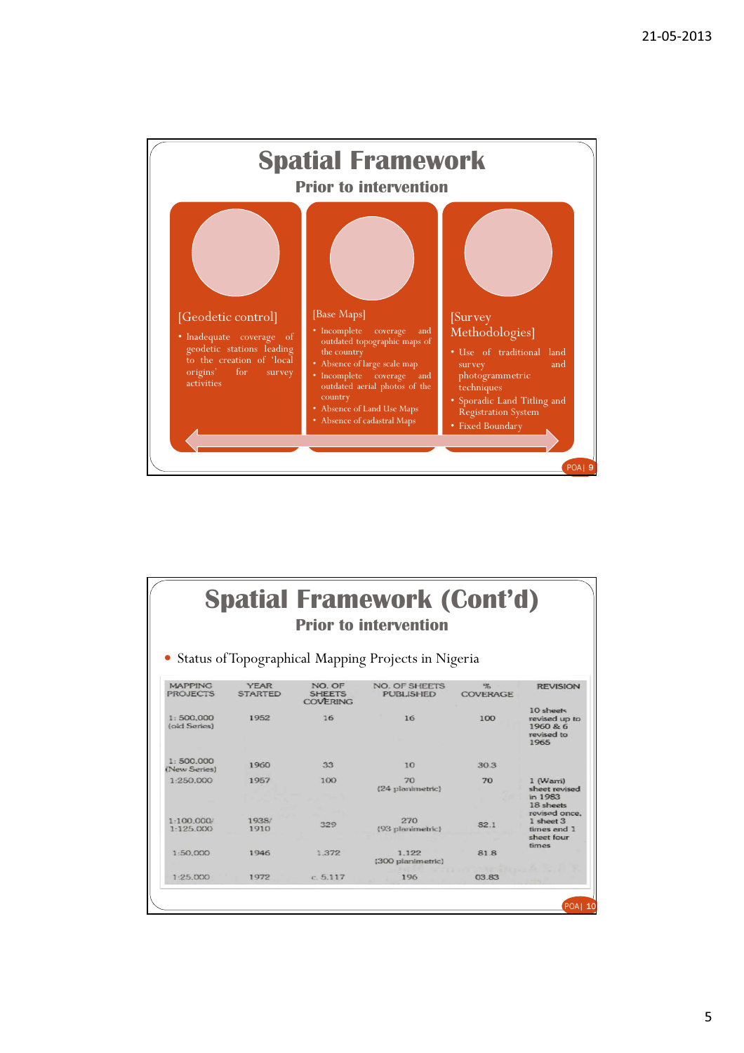# Spatial Framework

## Prior to intervention

**[Geodetic control]**

- Inadequate coverage of geodetic stations leading to the creation of 'local origins' for survey activities

**[Base Maps]**

- Incomplete coverage and outdated topographic maps of the country
- Absence of large scale map
- Incomplete coverage and outdated aerial photos of the country
- Absence of Land Use Maps
- Absence of cadastral Maps

**[Survey Methodologies]**

- Use of traditional land survey and photogrammetric techniques
- Sporadic Land Titling and Registration System
- Fixed Boundary

# Spatial Framework (Cont'd)

## Prior to intervention

- Status of Topographical Mapping Projects in Nigeria

| MAPPING PROJECTS | YEAR STARTED | NO. OF SHEETS COVERING | NO. OF SHEETS PUBLISHED | % COVERAGE | REVISION |
|---|---|---|---|---|---|
| 1: 500,000 (old Series) | 1952 | 16 | 16 | 100 | 10 sheets revised up to 1960 & 6 revised to 1965 |
| 1: 500,000 (New Series) | 1960 | 33 | 10 | 30.3 | |
| 1:250,000 | 1957 | 100 | 70 (24 planimetric) | 70 | 1 (Warri) sheet revised in 1983 |
| 1:100,000/ 1:125,000 | 1938/ 1910 | 329 | 270 (93 planimetric) | 82.1 | 18 sheets revised once, 1 sheet 3 times and 1 sheet four times |
| 1:50,000 | 1946 | 1,372 | 1,122 (300 planimetric) | 81.8 | |
| 1:25,000 | 1972 | c. 5,117 | 196 | 03.83 | |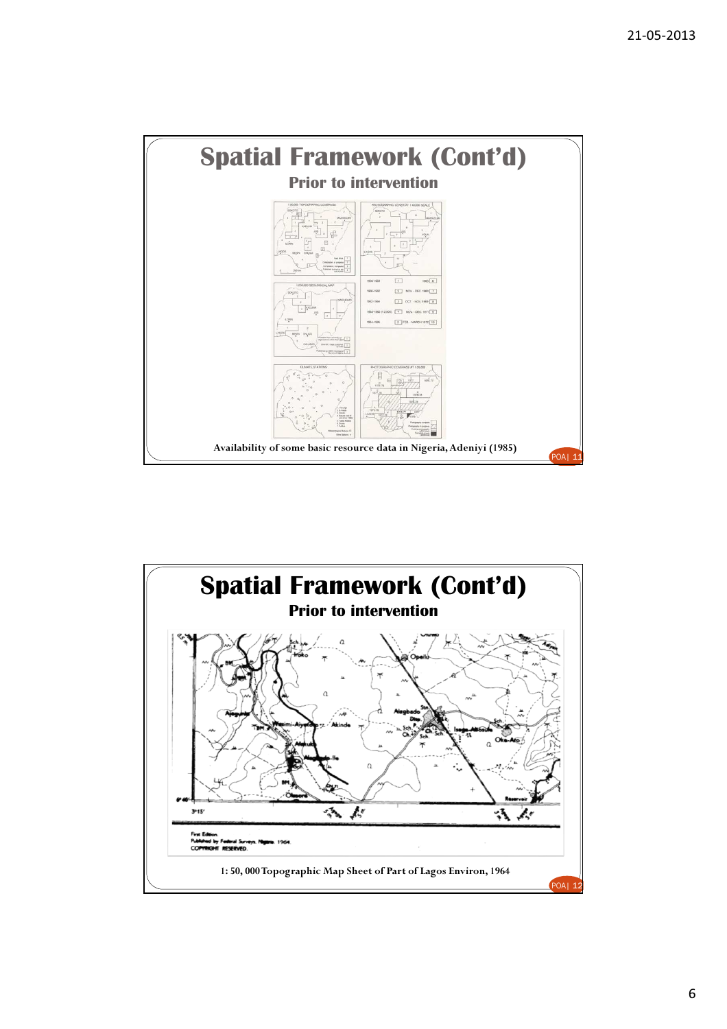## Spatial Framework (Cont'd)

### Prior to intervention

Availability of some basic resource data in Nigeria, Adeniyi (1985)

POA| 11

## Spatial Framework (Cont'd)

### Prior to intervention

1: 50, 000 Topographic Map Sheet of Part of Lagos Environ, 1964

POA| 12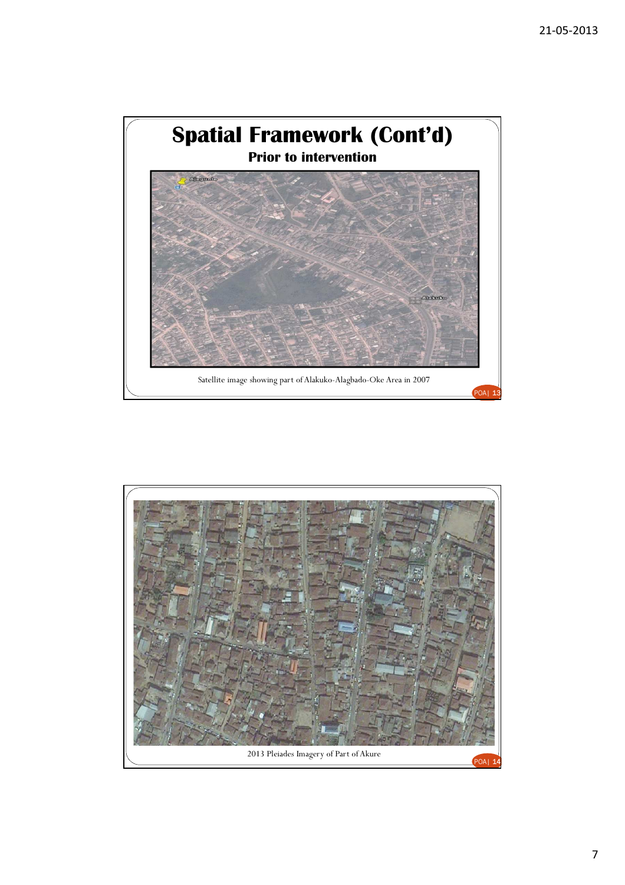# Spatial Framework (Cont'd)

## Prior to intervention

Satellite image showing part of Alakuko-Alagbado-Oke Area in 2007

2013 Pleiades Imagery of Part of Akure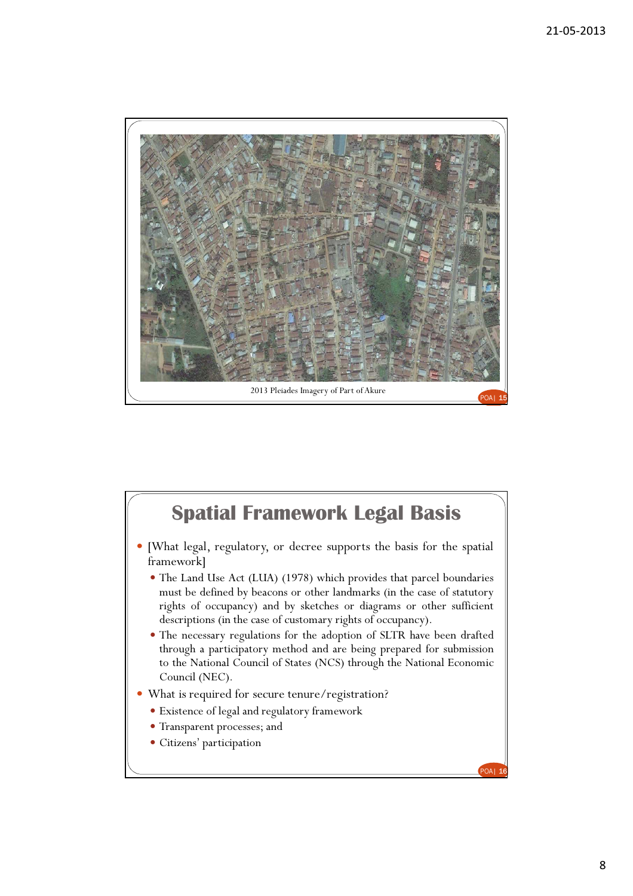2013 Pleiades Imagery of Part of Akure

## Spatial Framework Legal Basis

- [What legal, regulatory, or decree supports the basis for the spatial framework]
  - The Land Use Act (LUA) (1978) which provides that parcel boundaries must be defined by beacons or other landmarks (in the case of statutory rights of occupancy) and by sketches or diagrams or other sufficient descriptions (in the case of customary rights of occupancy).
  - The necessary regulations for the adoption of SLTR have been drafted through a participatory method and are being prepared for submission to the National Council of States (NCS) through the National Economic Council (NEC).
- What is required for secure tenure/registration?
  - Existence of legal and regulatory framework
  - Transparent processes; and
  - Citizens' participation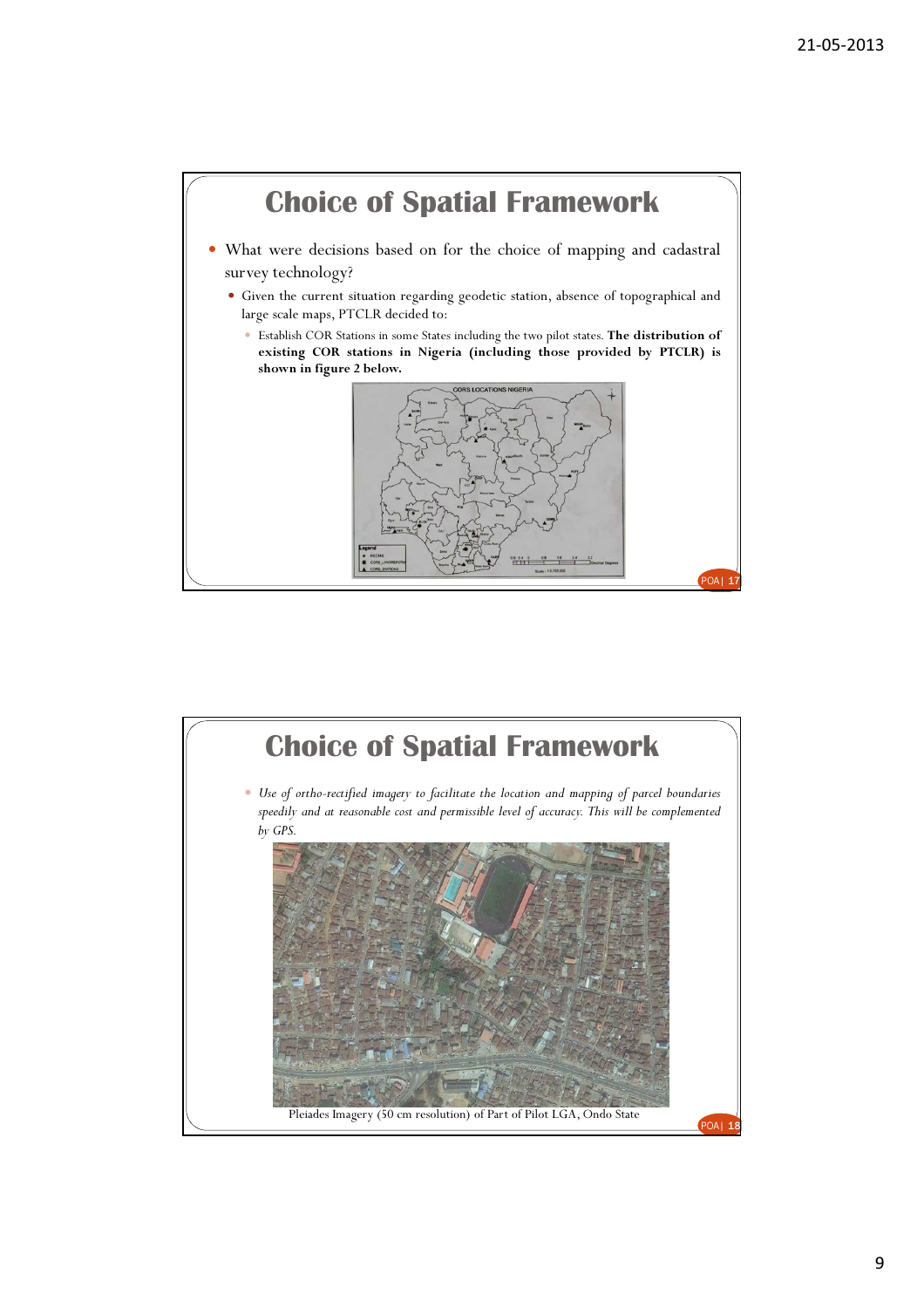## Choice of Spatial Framework

- What were decisions based on for the choice of mapping and cadastral survey technology?
  - Given the current situation regarding geodetic station, absence of topographical and large scale maps, PTCLR decided to:
    - Establish COR Stations in some States including the two pilot states. **The distribution of existing COR stations in Nigeria (including those provided by PTCLR) is shown in figure 2 below.**

## Choice of Spatial Framework

- *Use of ortho-rectified imagery to facilitate the location and mapping of parcel boundaries speedily and at reasonable cost and permissible level of accuracy. This will be complemented by GPS.*

Pleiades Imagery (50 cm resolution) of Part of Pilot LGA, Ondo State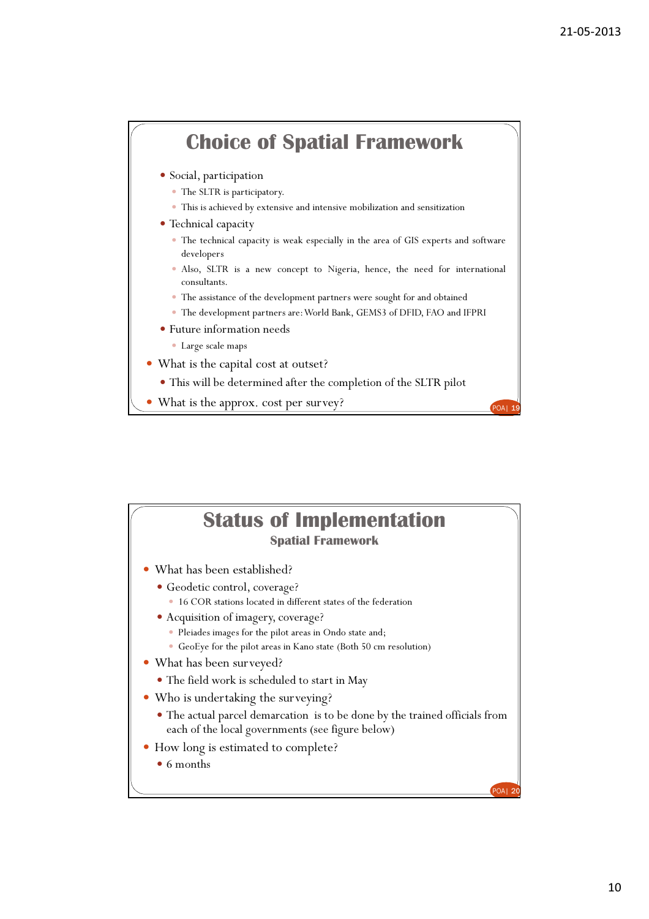# Choice of Spatial Framework

- Social, participation
  - The SLTR is participatory.
  - This is achieved by extensive and intensive mobilization and sensitization
- Technical capacity
  - The technical capacity is weak especially in the area of GIS experts and software developers
  - Also, SLTR is a new concept to Nigeria, hence, the need for international consultants.
  - The assistance of the development partners were sought for and obtained
  - The development partners are: World Bank, GEMS3 of DFID, FAO and IFPRI
- Future information needs
  - Large scale maps

- What is the capital cost at outset?
  - This will be determined after the completion of the SLTR pilot
- What is the approx. cost per survey?

# Status of Implementation

## Spatial Framework

- What has been established?
  - Geodetic control, coverage?
    - 16 COR stations located in different states of the federation
  - Acquisition of imagery, coverage?
    - Pleiades images for the pilot areas in Ondo state and;
    - GeoEye for the pilot areas in Kano state (Both 50 cm resolution)
- What has been surveyed?
  - The field work is scheduled to start in May
- Who is undertaking the surveying?
  - The actual parcel demarcation is to be done by the trained officials from each of the local governments (see figure below)
- How long is estimated to complete?
  - 6 months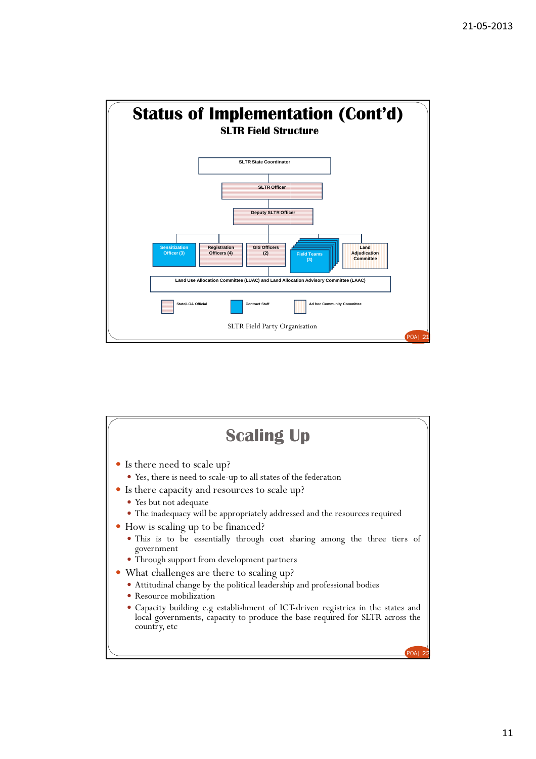# Status of Implementation (Cont'd)

## SLTR Field Structure

- SLTR State Coordinator
  - SLTR Officer
    - Deputy SLTR Officer
      - Sensitization Officer (3)
      - Registration Officers (4)
      - GIS Officers (2)
      - Field Teams (3)
      - Land Adjudication Committee
- Land Use Allocation Committee (LUAC) and Land Allocation Advisory Committee (LAAC)

Legend: State/LGA Official; Contract Staff; Ad hoc Community Committee

SLTR Field Party Organisation

# Scaling Up

- Is there need to scale up?
  - Yes, there is need to scale-up to all states of the federation
- Is there capacity and resources to scale up?
  - Yes but not adequate
  - The inadequacy will be appropriately addressed and the resources required
- How is scaling up to be financed?
  - This is to be essentially through cost sharing among the three tiers of government
  - Through support from development partners
- What challenges are there to scaling up?
  - Attitudinal change by the political leadership and professional bodies
  - Resource mobilization
  - Capacity building e.g establishment of ICT-driven registries in the states and local governments, capacity to produce the base required for SLTR across the country, etc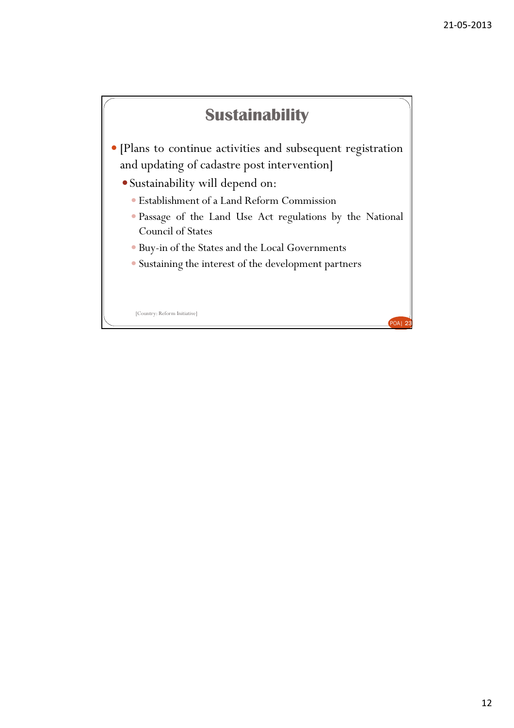## Sustainability

- [Plans to continue activities and subsequent registration and updating of cadastre post intervention]
  - Sustainability will depend on:
    - Establishment of a Land Reform Commission
    - Passage of the Land Use Act regulations by the National Council of States
    - Buy-in of the States and the Local Governments
    - Sustaining the interest of the development partners

[Country: Reform Initiative]